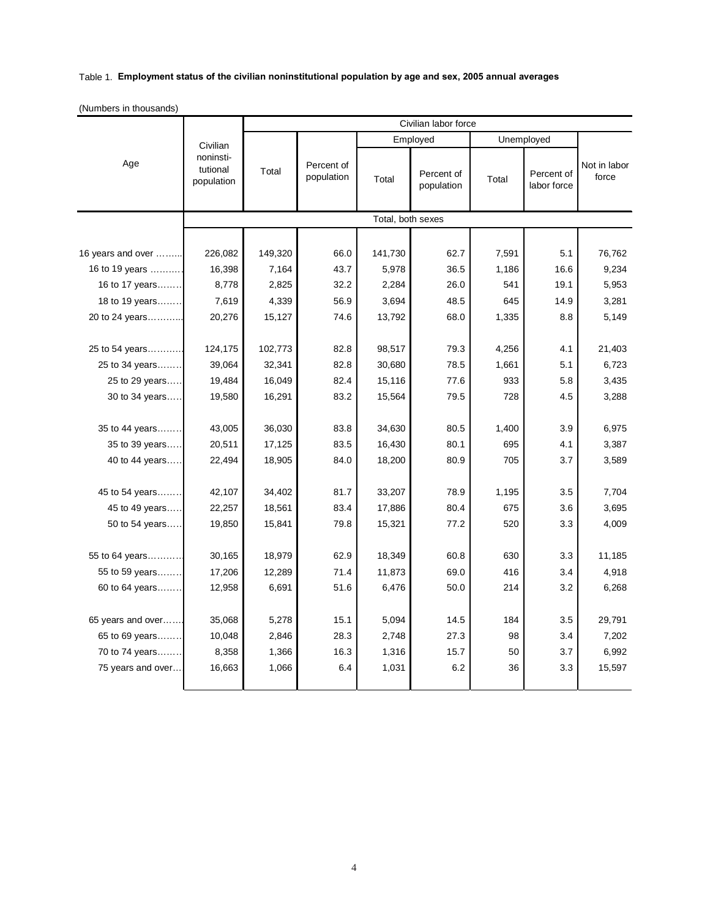Table 1. **Employment status of the civilian noninstitutional population by age and sex, 2005 annual averages**

(Numbers in thousands)

| Age | Civilian noninsti-tutional population | Civilian labor force | | | | | | Not in labor force |
|---|---|---|---|---|---|---|---|---|
| | | Total | Percent of population | Employed | | Unemployed | | |
| | | | | Total | Percent of population | Total | Percent of labor force | |
| | Total, both sexes | | | | | | | |
| 16 years and over | 226,082 | 149,320 | 66.0 | 141,730 | 62.7 | 7,591 | 5.1 | 76,762 |
| 16 to 19 years | 16,398 | 7,164 | 43.7 | 5,978 | 36.5 | 1,186 | 16.6 | 9,234 |
| 16 to 17 years | 8,778 | 2,825 | 32.2 | 2,284 | 26.0 | 541 | 19.1 | 5,953 |
| 18 to 19 years | 7,619 | 4,339 | 56.9 | 3,694 | 48.5 | 645 | 14.9 | 3,281 |
| 20 to 24 years | 20,276 | 15,127 | 74.6 | 13,792 | 68.0 | 1,335 | 8.8 | 5,149 |
| 25 to 54 years | 124,175 | 102,773 | 82.8 | 98,517 | 79.3 | 4,256 | 4.1 | 21,403 |
| 25 to 34 years | 39,064 | 32,341 | 82.8 | 30,680 | 78.5 | 1,661 | 5.1 | 6,723 |
| 25 to 29 years | 19,484 | 16,049 | 82.4 | 15,116 | 77.6 | 933 | 5.8 | 3,435 |
| 30 to 34 years | 19,580 | 16,291 | 83.2 | 15,564 | 79.5 | 728 | 4.5 | 3,288 |
| 35 to 44 years | 43,005 | 36,030 | 83.8 | 34,630 | 80.5 | 1,400 | 3.9 | 6,975 |
| 35 to 39 years | 20,511 | 17,125 | 83.5 | 16,430 | 80.1 | 695 | 4.1 | 3,387 |
| 40 to 44 years | 22,494 | 18,905 | 84.0 | 18,200 | 80.9 | 705 | 3.7 | 3,589 |
| 45 to 54 years | 42,107 | 34,402 | 81.7 | 33,207 | 78.9 | 1,195 | 3.5 | 7,704 |
| 45 to 49 years | 22,257 | 18,561 | 83.4 | 17,886 | 80.4 | 675 | 3.6 | 3,695 |
| 50 to 54 years | 19,850 | 15,841 | 79.8 | 15,321 | 77.2 | 520 | 3.3 | 4,009 |
| 55 to 64 years | 30,165 | 18,979 | 62.9 | 18,349 | 60.8 | 630 | 3.3 | 11,185 |
| 55 to 59 years | 17,206 | 12,289 | 71.4 | 11,873 | 69.0 | 416 | 3.4 | 4,918 |
| 60 to 64 years | 12,958 | 6,691 | 51.6 | 6,476 | 50.0 | 214 | 3.2 | 6,268 |
| 65 years and over | 35,068 | 5,278 | 15.1 | 5,094 | 14.5 | 184 | 3.5 | 29,791 |
| 65 to 69 years | 10,048 | 2,846 | 28.3 | 2,748 | 27.3 | 98 | 3.4 | 7,202 |
| 70 to 74 years | 8,358 | 1,366 | 16.3 | 1,316 | 15.7 | 50 | 3.7 | 6,992 |
| 75 years and over | 16,663 | 1,066 | 6.4 | 1,031 | 6.2 | 36 | 3.3 | 15,597 |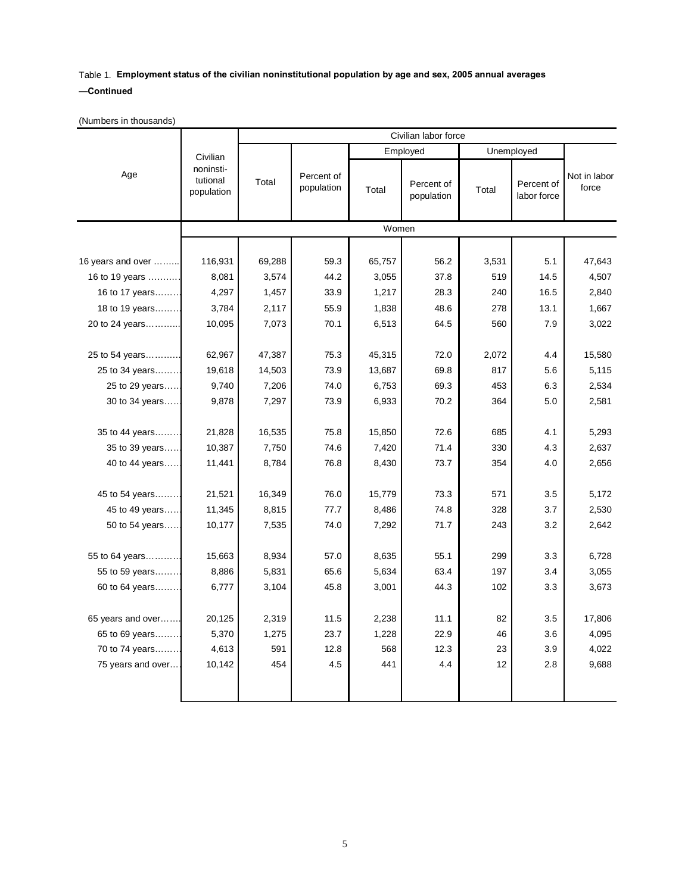Table 1. **Employment status of the civilian noninstitutional population by age and sex, 2005 annual averages —Continued**

(Numbers in thousands)

| Age | Civilian noninsti-tutional population | Civilian labor force | | | | | | Not in labor force |
|---|---|---|---|---|---|---|---|---|
| | | Total | Percent of population | Employed | | Unemployed | | |
| | | | | Total | Percent of population | Total | Percent of labor force | |
| | Women | | | | | | | |
| 16 years and over | 116,931 | 69,288 | 59.3 | 65,757 | 56.2 | 3,531 | 5.1 | 47,643 |
| 16 to 19 years | 8,081 | 3,574 | 44.2 | 3,055 | 37.8 | 519 | 14.5 | 4,507 |
| 16 to 17 years | 4,297 | 1,457 | 33.9 | 1,217 | 28.3 | 240 | 16.5 | 2,840 |
| 18 to 19 years | 3,784 | 2,117 | 55.9 | 1,838 | 48.6 | 278 | 13.1 | 1,667 |
| 20 to 24 years | 10,095 | 7,073 | 70.1 | 6,513 | 64.5 | 560 | 7.9 | 3,022 |
| 25 to 54 years | 62,967 | 47,387 | 75.3 | 45,315 | 72.0 | 2,072 | 4.4 | 15,580 |
| 25 to 34 years | 19,618 | 14,503 | 73.9 | 13,687 | 69.8 | 817 | 5.6 | 5,115 |
| 25 to 29 years | 9,740 | 7,206 | 74.0 | 6,753 | 69.3 | 453 | 6.3 | 2,534 |
| 30 to 34 years | 9,878 | 7,297 | 73.9 | 6,933 | 70.2 | 364 | 5.0 | 2,581 |
| 35 to 44 years | 21,828 | 16,535 | 75.8 | 15,850 | 72.6 | 685 | 4.1 | 5,293 |
| 35 to 39 years | 10,387 | 7,750 | 74.6 | 7,420 | 71.4 | 330 | 4.3 | 2,637 |
| 40 to 44 years | 11,441 | 8,784 | 76.8 | 8,430 | 73.7 | 354 | 4.0 | 2,656 |
| 45 to 54 years | 21,521 | 16,349 | 76.0 | 15,779 | 73.3 | 571 | 3.5 | 5,172 |
| 45 to 49 years | 11,345 | 8,815 | 77.7 | 8,486 | 74.8 | 328 | 3.7 | 2,530 |
| 50 to 54 years | 10,177 | 7,535 | 74.0 | 7,292 | 71.7 | 243 | 3.2 | 2,642 |
| 55 to 64 years | 15,663 | 8,934 | 57.0 | 8,635 | 55.1 | 299 | 3.3 | 6,728 |
| 55 to 59 years | 8,886 | 5,831 | 65.6 | 5,634 | 63.4 | 197 | 3.4 | 3,055 |
| 60 to 64 years | 6,777 | 3,104 | 45.8 | 3,001 | 44.3 | 102 | 3.3 | 3,673 |
| 65 years and over | 20,125 | 2,319 | 11.5 | 2,238 | 11.1 | 82 | 3.5 | 17,806 |
| 65 to 69 years | 5,370 | 1,275 | 23.7 | 1,228 | 22.9 | 46 | 3.6 | 4,095 |
| 70 to 74 years | 4,613 | 591 | 12.8 | 568 | 12.3 | 23 | 3.9 | 4,022 |
| 75 years and over | 10,142 | 454 | 4.5 | 441 | 4.4 | 12 | 2.8 | 9,688 |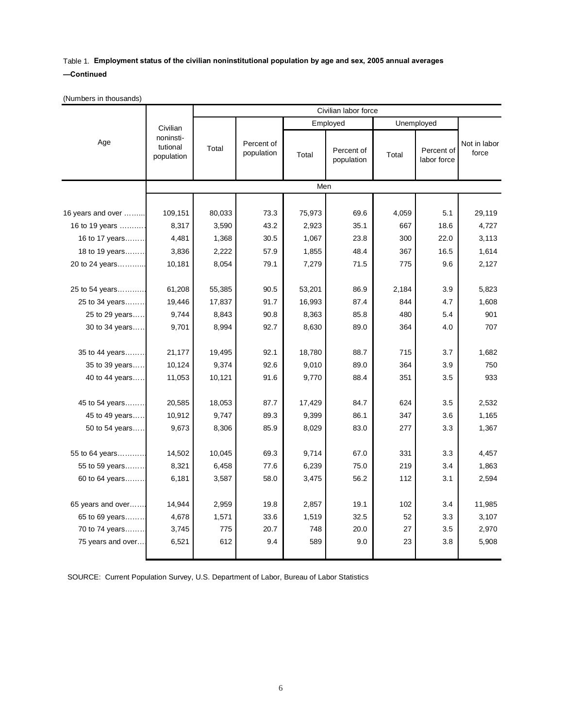Table 1. **Employment status of the civilian noninstitutional population by age and sex, 2005 annual averages —Continued**

(Numbers in thousands)

| Age | Civilian noninsti-tutional population | Civilian labor force | | | | | | Not in labor force |
|---|---|---|---|---|---|---|---|---|
| | | Total | Percent of population | Employed | | Unemployed | | |
| | | | | Total | Percent of population | Total | Percent of labor force | |
| | Men | | | | | | | |
| 16 years and over | 109,151 | 80,033 | 73.3 | 75,973 | 69.6 | 4,059 | 5.1 | 29,119 |
| 16 to 19 years | 8,317 | 3,590 | 43.2 | 2,923 | 35.1 | 667 | 18.6 | 4,727 |
| 16 to 17 years | 4,481 | 1,368 | 30.5 | 1,067 | 23.8 | 300 | 22.0 | 3,113 |
| 18 to 19 years | 3,836 | 2,222 | 57.9 | 1,855 | 48.4 | 367 | 16.5 | 1,614 |
| 20 to 24 years | 10,181 | 8,054 | 79.1 | 7,279 | 71.5 | 775 | 9.6 | 2,127 |
| 25 to 54 years | 61,208 | 55,385 | 90.5 | 53,201 | 86.9 | 2,184 | 3.9 | 5,823 |
| 25 to 34 years | 19,446 | 17,837 | 91.7 | 16,993 | 87.4 | 844 | 4.7 | 1,608 |
| 25 to 29 years | 9,744 | 8,843 | 90.8 | 8,363 | 85.8 | 480 | 5.4 | 901 |
| 30 to 34 years | 9,701 | 8,994 | 92.7 | 8,630 | 89.0 | 364 | 4.0 | 707 |
| 35 to 44 years | 21,177 | 19,495 | 92.1 | 18,780 | 88.7 | 715 | 3.7 | 1,682 |
| 35 to 39 years | 10,124 | 9,374 | 92.6 | 9,010 | 89.0 | 364 | 3.9 | 750 |
| 40 to 44 years | 11,053 | 10,121 | 91.6 | 9,770 | 88.4 | 351 | 3.5 | 933 |
| 45 to 54 years | 20,585 | 18,053 | 87.7 | 17,429 | 84.7 | 624 | 3.5 | 2,532 |
| 45 to 49 years | 10,912 | 9,747 | 89.3 | 9,399 | 86.1 | 347 | 3.6 | 1,165 |
| 50 to 54 years | 9,673 | 8,306 | 85.9 | 8,029 | 83.0 | 277 | 3.3 | 1,367 |
| 55 to 64 years | 14,502 | 10,045 | 69.3 | 9,714 | 67.0 | 331 | 3.3 | 4,457 |
| 55 to 59 years | 8,321 | 6,458 | 77.6 | 6,239 | 75.0 | 219 | 3.4 | 1,863 |
| 60 to 64 years | 6,181 | 3,587 | 58.0 | 3,475 | 56.2 | 112 | 3.1 | 2,594 |
| 65 years and over | 14,944 | 2,959 | 19.8 | 2,857 | 19.1 | 102 | 3.4 | 11,985 |
| 65 to 69 years | 4,678 | 1,571 | 33.6 | 1,519 | 32.5 | 52 | 3.3 | 3,107 |
| 70 to 74 years | 3,745 | 775 | 20.7 | 748 | 20.0 | 27 | 3.5 | 2,970 |
| 75 years and over | 6,521 | 612 | 9.4 | 589 | 9.0 | 23 | 3.8 | 5,908 |

SOURCE: Current Population Survey, U.S. Department of Labor, Bureau of Labor Statistics